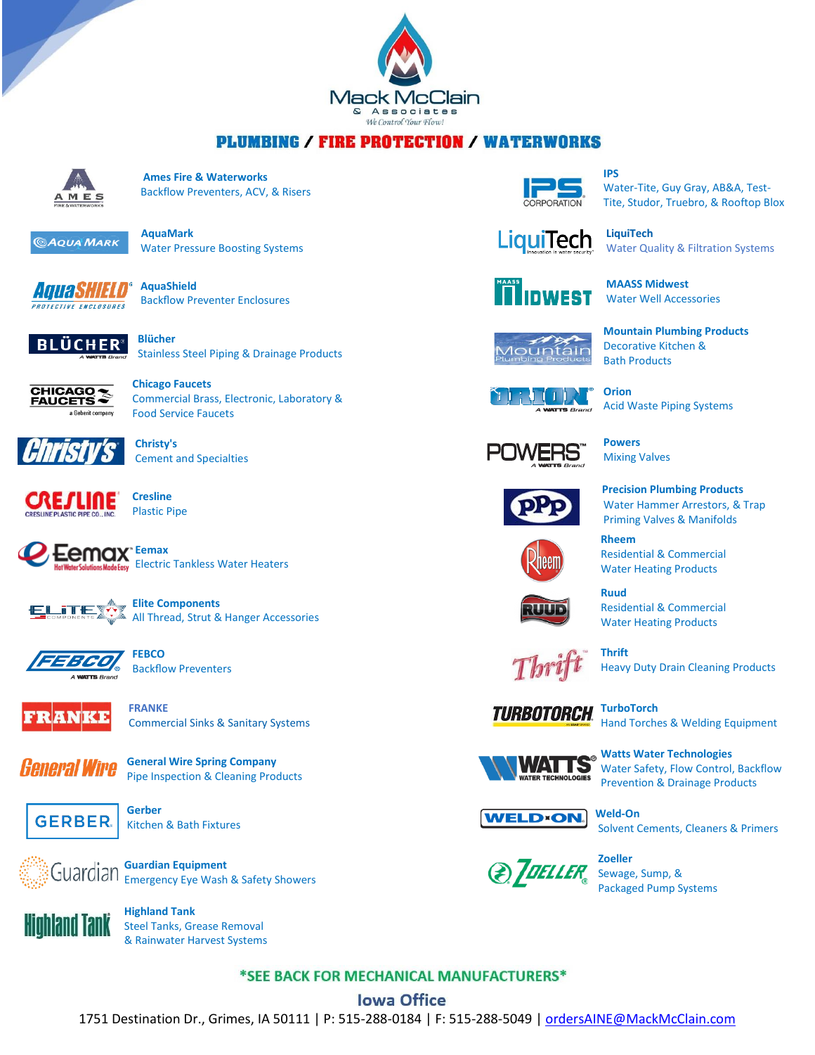# Mack McClain & Associates

*We Control Your Flow!*

## PLUMBING / FIRE PROTECTION / WATERWORKS

**Ames Fire & Waterworks**
Backflow Preventers, ACV, & Risers

**AquaMark**
Water Pressure Boosting Systems

**AquaShield**
Backflow Preventer Enclosures

**Blücher**
Stainless Steel Piping & Drainage Products

**Chicago Faucets**
Commercial Brass, Electronic, Laboratory & Food Service Faucets

**Christy's**
Cement and Specialties

**Cresline**
Plastic Pipe

**Eemax**
Electric Tankless Water Heaters

**Elite Components**
All Thread, Strut & Hanger Accessories

**FEBCO**
Backflow Preventers

**FRANKE**
Commercial Sinks & Sanitary Systems

**General Wire Spring Company**
Pipe Inspection & Cleaning Products

**Gerber**
Kitchen & Bath Fixtures

**Guardian Equipment**
Emergency Eye Wash & Safety Showers

**Highland Tank**
Steel Tanks, Grease Removal & Rainwater Harvest Systems

**IPS**
Water-Tite, Guy Gray, AB&A, Test-Tite, Studor, Truebro, & Rooftop Blox

**LiquiTech**
Water Quality & Filtration Systems

**MAASS Midwest**
Water Well Accessories

**Mountain Plumbing Products**
Decorative Kitchen & Bath Products

**Orion**
Acid Waste Piping Systems

**Powers**
Mixing Valves

**Precision Plumbing Products**
Water Hammer Arrestors, & Trap Priming Valves & Manifolds

**Rheem**
Residential & Commercial Water Heating Products

**Ruud**
Residential & Commercial Water Heating Products

**Thrift**
Heavy Duty Drain Cleaning Products

**TurboTorch**
Hand Torches & Welding Equipment

**Watts Water Technologies**
Water Safety, Flow Control, Backflow Prevention & Drainage Products

**Weld-On**
Solvent Cements, Cleaners & Primers

**Zoeller**
Sewage, Sump, & Packaged Pump Systems

**\*SEE BACK FOR MECHANICAL MANUFACTURERS\***

**Iowa Office**

1751 Destination Dr., Grimes, IA 50111 | P: 515-288-0184 | F: 515-288-5049 | ordersAINE@MackMcClain.com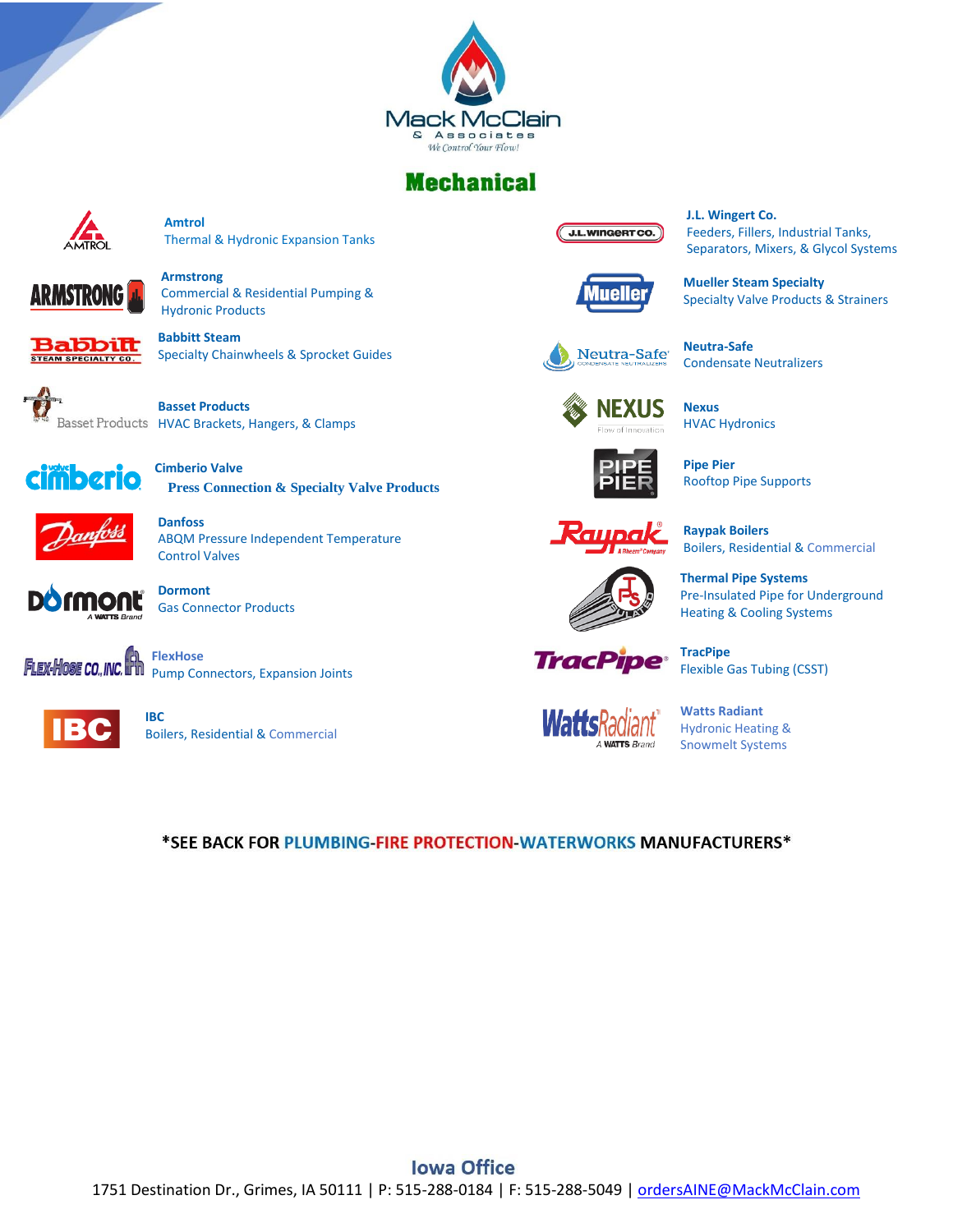Mack McClain & Associates

*We Control Your Flow!*

# Mechanical

**Amtrol**
Thermal & Hydronic Expansion Tanks

**Armstrong**
Commercial & Residential Pumping & Hydronic Products

**Babbitt Steam**
Specialty Chainwheels & Sprocket Guides

**Basset Products**
HVAC Brackets, Hangers, & Clamps

**Cimberio Valve**
Press Connection & Specialty Valve Products

**Danfoss**
ABQM Pressure Independent Temperature Control Valves

**Dormont**
Gas Connector Products

**FlexHose**
Pump Connectors, Expansion Joints

**IBC**
Boilers, Residential & Commercial

**J.L. Wingert Co.**
Feeders, Fillers, Industrial Tanks, Separators, Mixers, & Glycol Systems

**Mueller Steam Specialty**
Specialty Valve Products & Strainers

**Neutra-Safe**
Condensate Neutralizers

**Nexus**
HVAC Hydronics

**Pipe Pier**
Rooftop Pipe Supports

**Raypak Boilers**
Boilers, Residential & Commercial

**Thermal Pipe Systems**
Pre-Insulated Pipe for Underground Heating & Cooling Systems

**TracPipe**
Flexible Gas Tubing (CSST)

**Watts Radiant**
Hydronic Heating & Snowmelt Systems

**\*SEE BACK FOR PLUMBING-FIRE PROTECTION-WATERWORKS MANUFACTURERS\***

**Iowa Office**

1751 Destination Dr., Grimes, IA 50111 | P: 515-288-0184 | F: 515-288-5049 | ordersAINE@MackMcClain.com